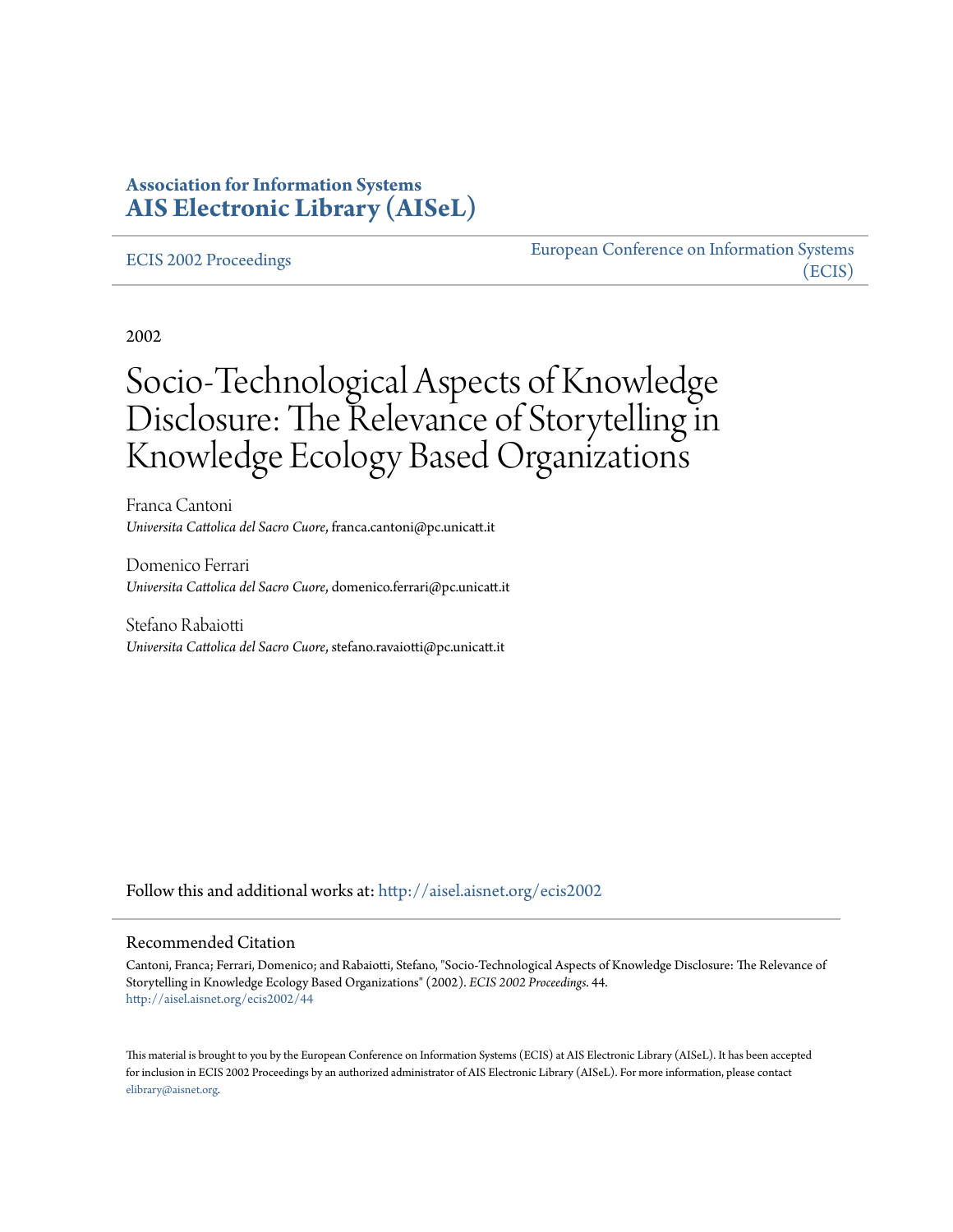**Association for Information Systems**
**AIS Electronic Library (AISeL)**

ECIS 2002 Proceedings

European Conference on Information Systems (ECIS)

2002

# Socio-Technological Aspects of Knowledge Disclosure: The Relevance of Storytelling in Knowledge Ecology Based Organizations

Franca Cantoni
*Universita Cattolica del Sacro Cuore*, franca.cantoni@pc.unicatt.it

Domenico Ferrari
*Universita Cattolica del Sacro Cuore*, domenico.ferrari@pc.unicatt.it

Stefano Rabaiotti
*Universita Cattolica del Sacro Cuore*, stefano.ravaiotti@pc.unicatt.it

Follow this and additional works at: http://aisel.aisnet.org/ecis2002

## Recommended Citation

Cantoni, Franca; Ferrari, Domenico; and Rabaiotti, Stefano, "Socio-Technological Aspects of Knowledge Disclosure: The Relevance of Storytelling in Knowledge Ecology Based Organizations" (2002). *ECIS 2002 Proceedings*. 44.
http://aisel.aisnet.org/ecis2002/44

This material is brought to you by the European Conference on Information Systems (ECIS) at AIS Electronic Library (AISeL). It has been accepted for inclusion in ECIS 2002 Proceedings by an authorized administrator of AIS Electronic Library (AISeL). For more information, please contact elibrary@aisnet.org.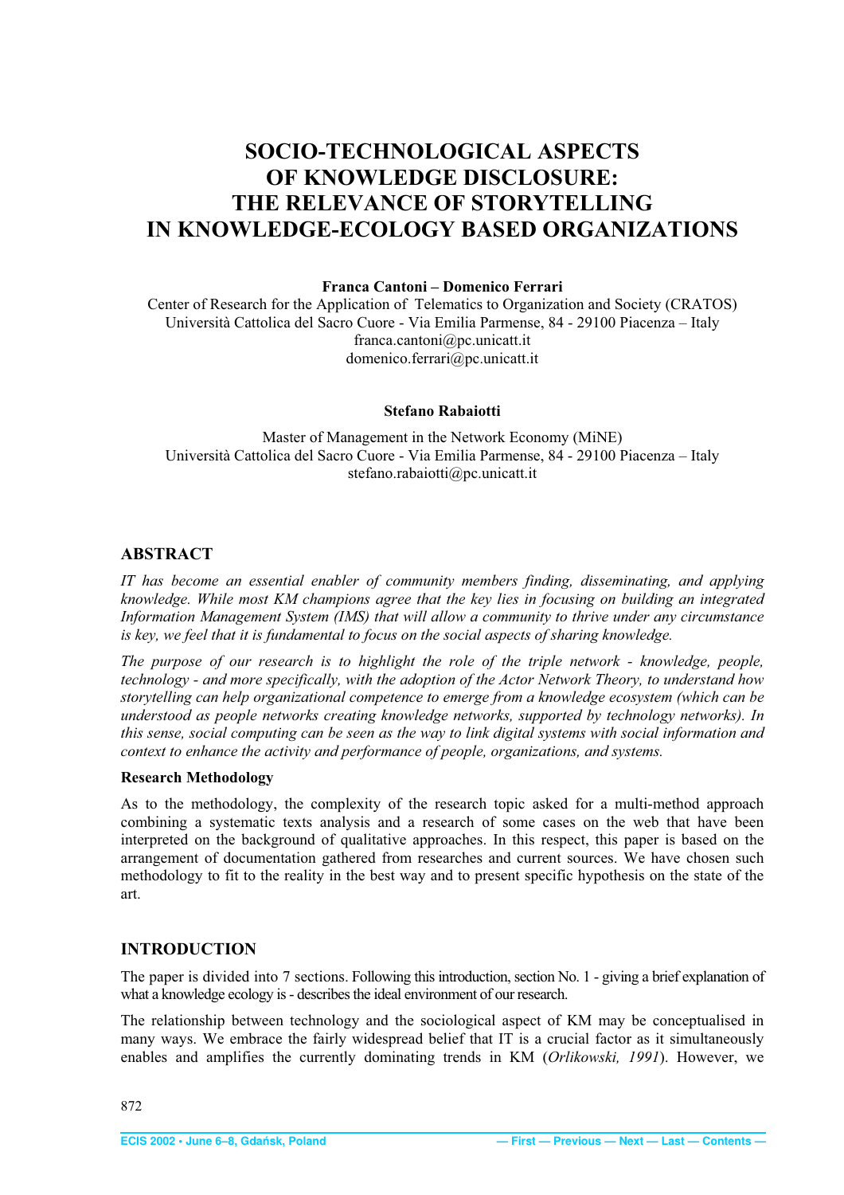# SOCIO-TECHNOLOGICAL ASPECTS OF KNOWLEDGE DISCLOSURE: THE RELEVANCE OF STORYTELLING IN KNOWLEDGE-ECOLOGY BASED ORGANIZATIONS

**Franca Cantoni – Domenico Ferrari**

Center of Research for the Application of Telematics to Organization and Society (CRATOS)
Università Cattolica del Sacro Cuore - Via Emilia Parmense, 84 - 29100 Piacenza – Italy
franca.cantoni@pc.unicatt.it
domenico.ferrari@pc.unicatt.it

**Stefano Rabaiotti**

Master of Management in the Network Economy (MiNE)
Università Cattolica del Sacro Cuore - Via Emilia Parmense, 84 - 29100 Piacenza – Italy
stefano.rabaiotti@pc.unicatt.it

## ABSTRACT

*IT has become an essential enabler of community members finding, disseminating, and applying knowledge. While most KM champions agree that the key lies in focusing on building an integrated Information Management System (IMS) that will allow a community to thrive under any circumstance is key, we feel that it is fundamental to focus on the social aspects of sharing knowledge.*

*The purpose of our research is to highlight the role of the triple network - knowledge, people, technology - and more specifically, with the adoption of the Actor Network Theory, to understand how storytelling can help organizational competence to emerge from a knowledge ecosystem (which can be understood as people networks creating knowledge networks, supported by technology networks). In this sense, social computing can be seen as the way to link digital systems with social information and context to enhance the activity and performance of people, organizations, and systems.*

### Research Methodology

As to the methodology, the complexity of the research topic asked for a multi-method approach combining a systematic texts analysis and a research of some cases on the web that have been interpreted on the background of qualitative approaches. In this respect, this paper is based on the arrangement of documentation gathered from researches and current sources. We have chosen such methodology to fit to the reality in the best way and to present specific hypothesis on the state of the art.

## INTRODUCTION

The paper is divided into 7 sections. Following this introduction, section No. 1 - giving a brief explanation of what a knowledge ecology is - describes the ideal environment of our research.

The relationship between technology and the sociological aspect of KM may be conceptualised in many ways. We embrace the fairly widespread belief that IT is a crucial factor as it simultaneously enables and amplifies the currently dominating trends in KM (*Orlikowski, 1991*). However, we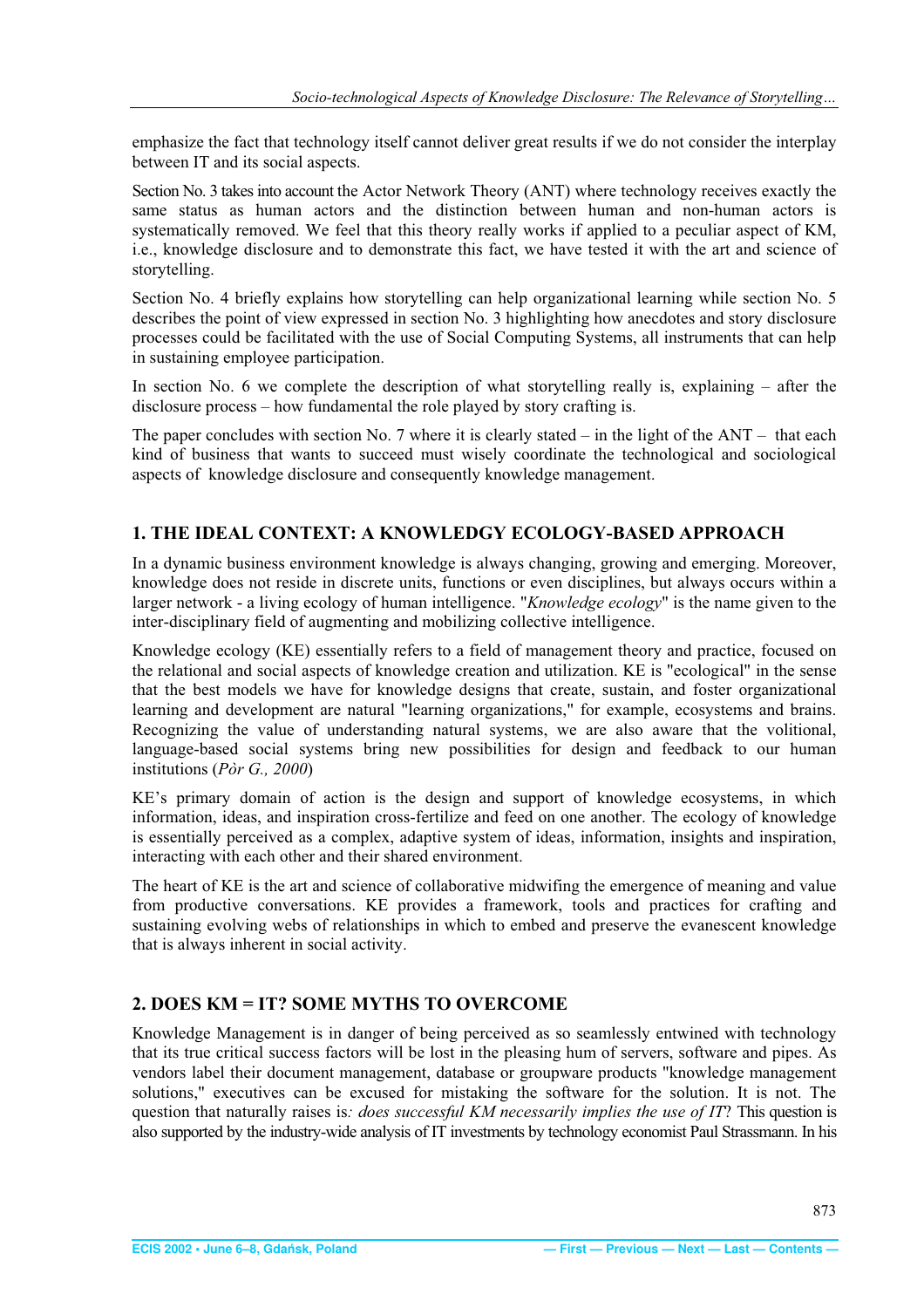emphasize the fact that technology itself cannot deliver great results if we do not consider the interplay between IT and its social aspects.

Section No. 3 takes into account the Actor Network Theory (ANT) where technology receives exactly the same status as human actors and the distinction between human and non-human actors is systematically removed. We feel that this theory really works if applied to a peculiar aspect of KM, i.e., knowledge disclosure and to demonstrate this fact, we have tested it with the art and science of storytelling.

Section No. 4 briefly explains how storytelling can help organizational learning while section No. 5 describes the point of view expressed in section No. 3 highlighting how anecdotes and story disclosure processes could be facilitated with the use of Social Computing Systems, all instruments that can help in sustaining employee participation.

In section No. 6 we complete the description of what storytelling really is, explaining – after the disclosure process – how fundamental the role played by story crafting is.

The paper concludes with section No. 7 where it is clearly stated – in the light of the ANT – that each kind of business that wants to succeed must wisely coordinate the technological and sociological aspects of knowledge disclosure and consequently knowledge management.

## 1. THE IDEAL CONTEXT: A KNOWLEDGY ECOLOGY-BASED APPROACH

In a dynamic business environment knowledge is always changing, growing and emerging. Moreover, knowledge does not reside in discrete units, functions or even disciplines, but always occurs within a larger network - a living ecology of human intelligence. "*Knowledge ecology*" is the name given to the inter-disciplinary field of augmenting and mobilizing collective intelligence.

Knowledge ecology (KE) essentially refers to a field of management theory and practice, focused on the relational and social aspects of knowledge creation and utilization. KE is "ecological" in the sense that the best models we have for knowledge designs that create, sustain, and foster organizational learning and development are natural "learning organizations," for example, ecosystems and brains. Recognizing the value of understanding natural systems, we are also aware that the volitional, language-based social systems bring new possibilities for design and feedback to our human institutions (*Pòr G., 2000*)

KE's primary domain of action is the design and support of knowledge ecosystems, in which information, ideas, and inspiration cross-fertilize and feed on one another. The ecology of knowledge is essentially perceived as a complex, adaptive system of ideas, information, insights and inspiration, interacting with each other and their shared environment.

The heart of KE is the art and science of collaborative midwifing the emergence of meaning and value from productive conversations. KE provides a framework, tools and practices for crafting and sustaining evolving webs of relationships in which to embed and preserve the evanescent knowledge that is always inherent in social activity.

## 2. DOES KM = IT? SOME MYTHS TO OVERCOME

Knowledge Management is in danger of being perceived as so seamlessly entwined with technology that its true critical success factors will be lost in the pleasing hum of servers, software and pipes. As vendors label their document management, database or groupware products "knowledge management solutions," executives can be excused for mistaking the software for the solution. It is not. The question that naturally raises is*: does successful KM necessarily implies the use of IT*? This question is also supported by the industry-wide analysis of IT investments by technology economist Paul Strassmann. In his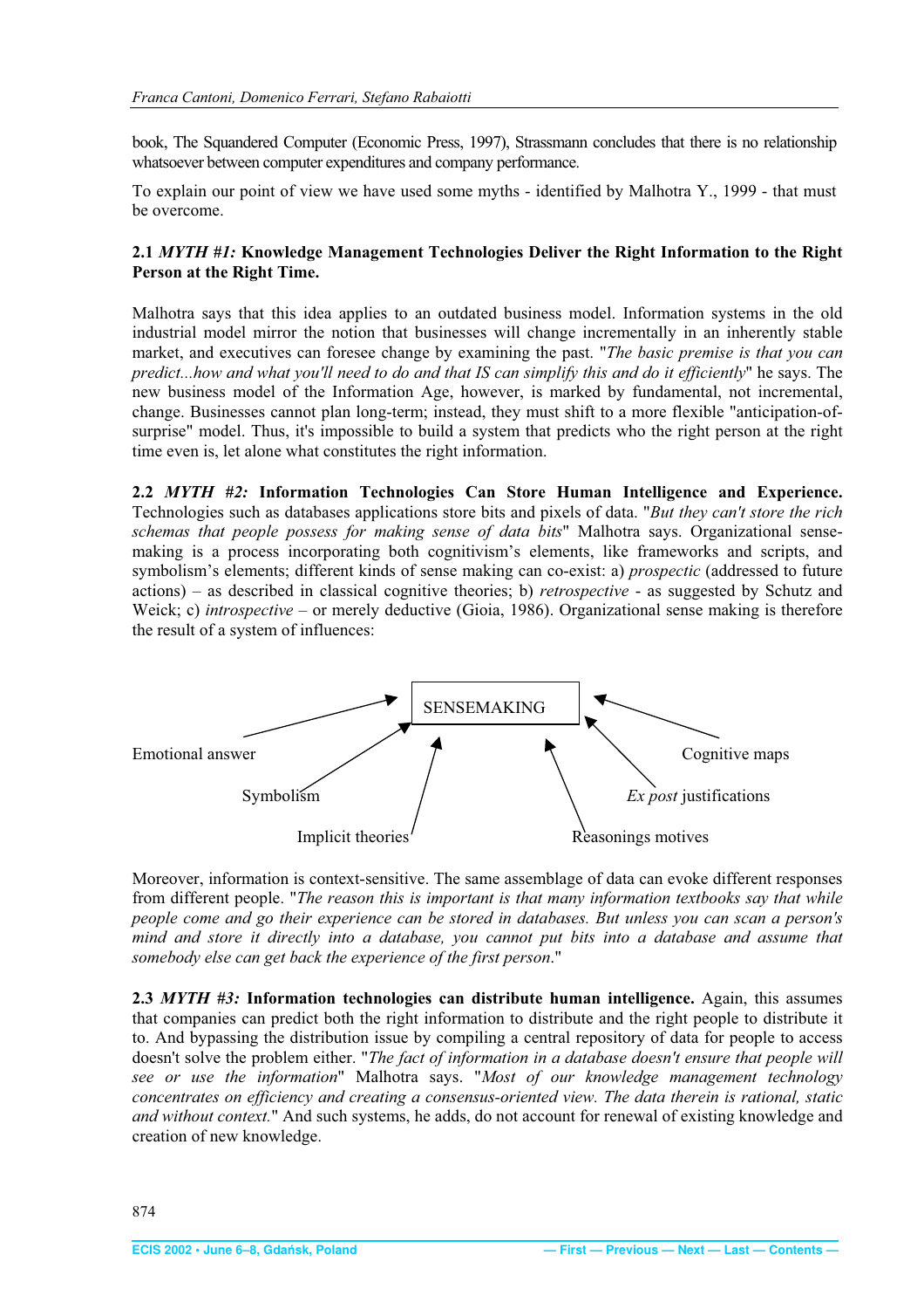book, The Squandered Computer (Economic Press, 1997), Strassmann concludes that there is no relationship whatsoever between computer expenditures and company performance.

To explain our point of view we have used some myths - identified by Malhotra Y., 1999 - that must be overcome.

### 2.1 *MYTH #1:* Knowledge Management Technologies Deliver the Right Information to the Right Person at the Right Time.

Malhotra says that this idea applies to an outdated business model. Information systems in the old industrial model mirror the notion that businesses will change incrementally in an inherently stable market, and executives can foresee change by examining the past. "*The basic premise is that you can predict...how and what you'll need to do and that IS can simplify this and do it efficiently*" he says. The new business model of the Information Age, however, is marked by fundamental, not incremental, change. Businesses cannot plan long-term; instead, they must shift to a more flexible "anticipation-of-surprise" model. Thus, it's impossible to build a system that predicts who the right person at the right time even is, let alone what constitutes the right information.

**2.2 *MYTH #2:* Information Technologies Can Store Human Intelligence and Experience.** Technologies such as databases applications store bits and pixels of data. "*But they can't store the rich schemas that people possess for making sense of data bits*" Malhotra says. Organizational sense-making is a process incorporating both cognitivism's elements, like frameworks and scripts, and symbolism's elements; different kinds of sense making can co-exist: a) *prospectic* (addressed to future actions) – as described in classical cognitive theories; b) *retrospective* - as suggested by Schutz and Weick; c) *introspective* – or merely deductive (Gioia, 1986). Organizational sense making is therefore the result of a system of influences:

SENSEMAKING

Emotional answer — Symbolism — Implicit theories — Reasonings motives — *Ex post* justifications — Cognitive maps

Moreover, information is context-sensitive. The same assemblage of data can evoke different responses from different people. "*The reason this is important is that many information textbooks say that while people come and go their experience can be stored in databases. But unless you can scan a person's mind and store it directly into a database, you cannot put bits into a database and assume that somebody else can get back the experience of the first person*."

**2.3 *MYTH #3:* Information technologies can distribute human intelligence.** Again, this assumes that companies can predict both the right information to distribute and the right people to distribute it to. And bypassing the distribution issue by compiling a central repository of data for people to access doesn't solve the problem either. "*The fact of information in a database doesn't ensure that people will see or use the information*" Malhotra says. "*Most of our knowledge management technology concentrates on efficiency and creating a consensus-oriented view. The data therein is rational, static and without context.*" And such systems, he adds, do not account for renewal of existing knowledge and creation of new knowledge.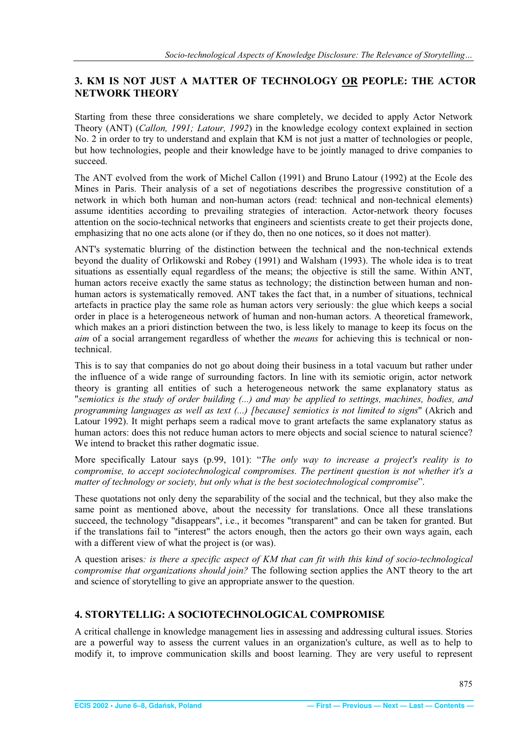## 3. KM IS NOT JUST A MATTER OF TECHNOLOGY <u>OR</u> PEOPLE: THE ACTOR NETWORK THEORY

Starting from these three considerations we share completely, we decided to apply Actor Network Theory (ANT) (*Callon, 1991; Latour, 1992*) in the knowledge ecology context explained in section No. 2 in order to try to understand and explain that KM is not just a matter of technologies or people, but how technologies, people and their knowledge have to be jointly managed to drive companies to succeed.

The ANT evolved from the work of Michel Callon (1991) and Bruno Latour (1992) at the Ecole des Mines in Paris. Their analysis of a set of negotiations describes the progressive constitution of a network in which both human and non-human actors (read: technical and non-technical elements) assume identities according to prevailing strategies of interaction. Actor-network theory focuses attention on the socio-technical networks that engineers and scientists create to get their projects done, emphasizing that no one acts alone (or if they do, then no one notices, so it does not matter).

ANT's systematic blurring of the distinction between the technical and the non-technical extends beyond the duality of Orlikowski and Robey (1991) and Walsham (1993). The whole idea is to treat situations as essentially equal regardless of the means; the objective is still the same. Within ANT, human actors receive exactly the same status as technology; the distinction between human and non-human actors is systematically removed. ANT takes the fact that, in a number of situations, technical artefacts in practice play the same role as human actors very seriously: the glue which keeps a social order in place is a heterogeneous network of human and non-human actors. A theoretical framework, which makes an a priori distinction between the two, is less likely to manage to keep its focus on the *aim* of a social arrangement regardless of whether the *means* for achieving this is technical or non-technical.

This is to say that companies do not go about doing their business in a total vacuum but rather under the influence of a wide range of surrounding factors. In line with its semiotic origin, actor network theory is granting all entities of such a heterogeneous network the same explanatory status as "*semiotics is the study of order building (...) and may be applied to settings, machines, bodies, and programming languages as well as text (...) [because] semiotics is not limited to signs*" (Akrich and Latour 1992). It might perhaps seem a radical move to grant artefacts the same explanatory status as human actors: does this not reduce human actors to mere objects and social science to natural science? We intend to bracket this rather dogmatic issue.

More specifically Latour says (p.99, 101): "*The only way to increase a project's reality is to compromise, to accept sociotechnological compromises. The pertinent question is not whether it's a matter of technology or society, but only what is the best sociotechnological compromise*".

These quotations not only deny the separability of the social and the technical, but they also make the same point as mentioned above, about the necessity for translations. Once all these translations succeed, the technology "disappears", i.e., it becomes "transparent" and can be taken for granted. But if the translations fail to "interest" the actors enough, then the actors go their own ways again, each with a different view of what the project is (or was).

A question arises*: is there a specific aspect of KM that can fit with this kind of socio-technological compromise that organizations should join?* The following section applies the ANT theory to the art and science of storytelling to give an appropriate answer to the question.

## 4. STORYTELLIG: A SOCIOTECHNOLOGICAL COMPROMISE

A critical challenge in knowledge management lies in assessing and addressing cultural issues. Stories are a powerful way to assess the current values in an organization's culture, as well as to help to modify it, to improve communication skills and boost learning. They are very useful to represent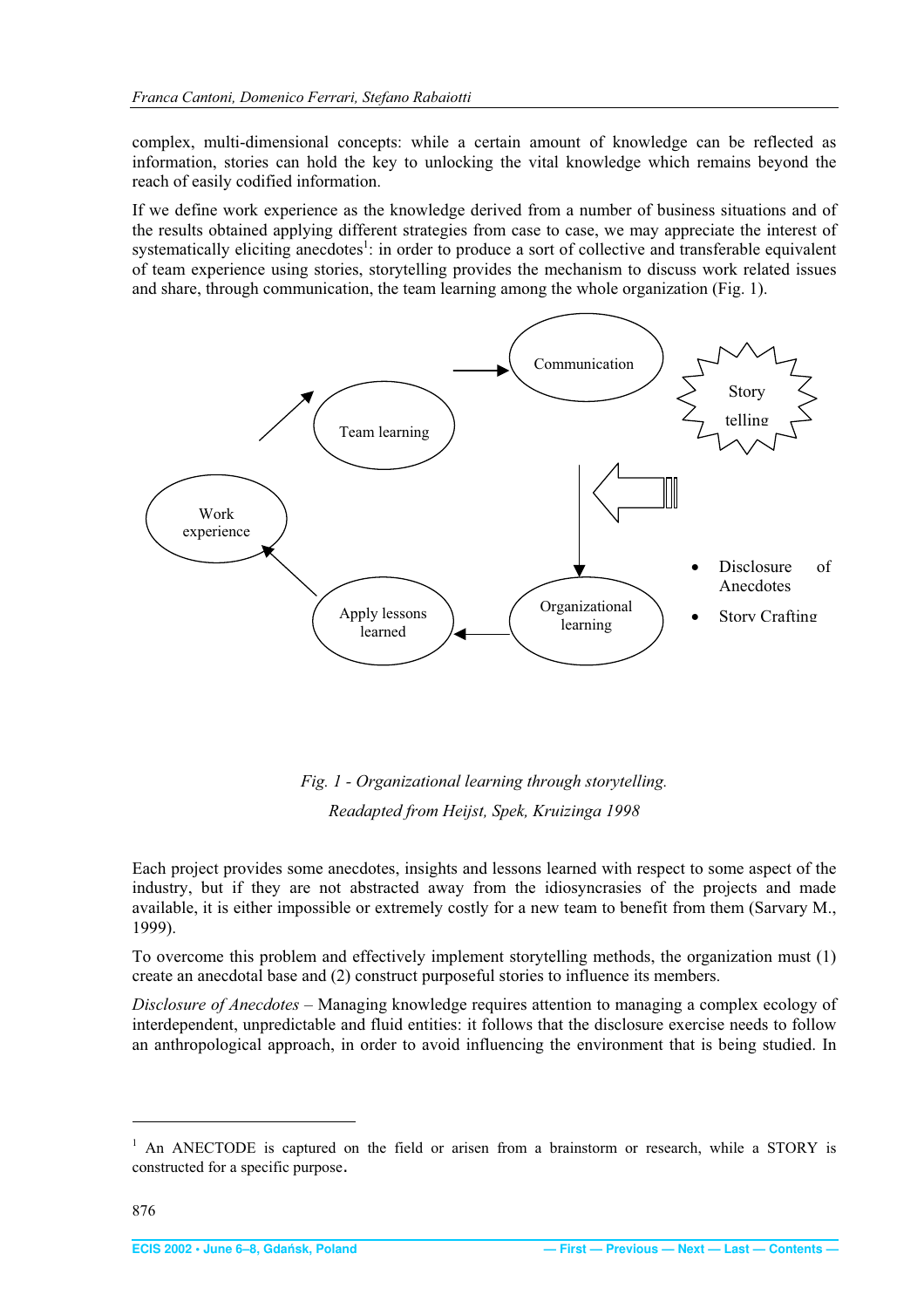complex, multi-dimensional concepts: while a certain amount of knowledge can be reflected as information, stories can hold the key to unlocking the vital knowledge which remains beyond the reach of easily codified information.

If we define work experience as the knowledge derived from a number of business situations and of the results obtained applying different strategies from case to case, we may appreciate the interest of systematically eliciting anecdotes[1]: in order to produce a sort of collective and transferable equivalent of team experience using stories, storytelling provides the mechanism to discuss work related issues and share, through communication, the team learning among the whole organization (Fig. 1).

Work experience → Team learning → Communication → Organizational learning → Apply lessons learned → Work experience

Story telling

- Disclosure of Anecdotes
- Story Crafting

*Fig. 1 - Organizational learning through storytelling.*

*Readapted from Heijst, Spek, Kruizinga 1998*

Each project provides some anecdotes, insights and lessons learned with respect to some aspect of the industry, but if they are not abstracted away from the idiosyncrasies of the projects and made available, it is either impossible or extremely costly for a new team to benefit from them (Sarvary M., 1999).

To overcome this problem and effectively implement storytelling methods, the organization must (1) create an anecdotal base and (2) construct purposeful stories to influence its members.

*Disclosure of Anecdotes* – Managing knowledge requires attention to managing a complex ecology of interdependent, unpredictable and fluid entities: it follows that the disclosure exercise needs to follow an anthropological approach, in order to avoid influencing the environment that is being studied. In

[1] An ANECTODE is captured on the field or arisen from a brainstorm or research, while a STORY is constructed for a specific purpose.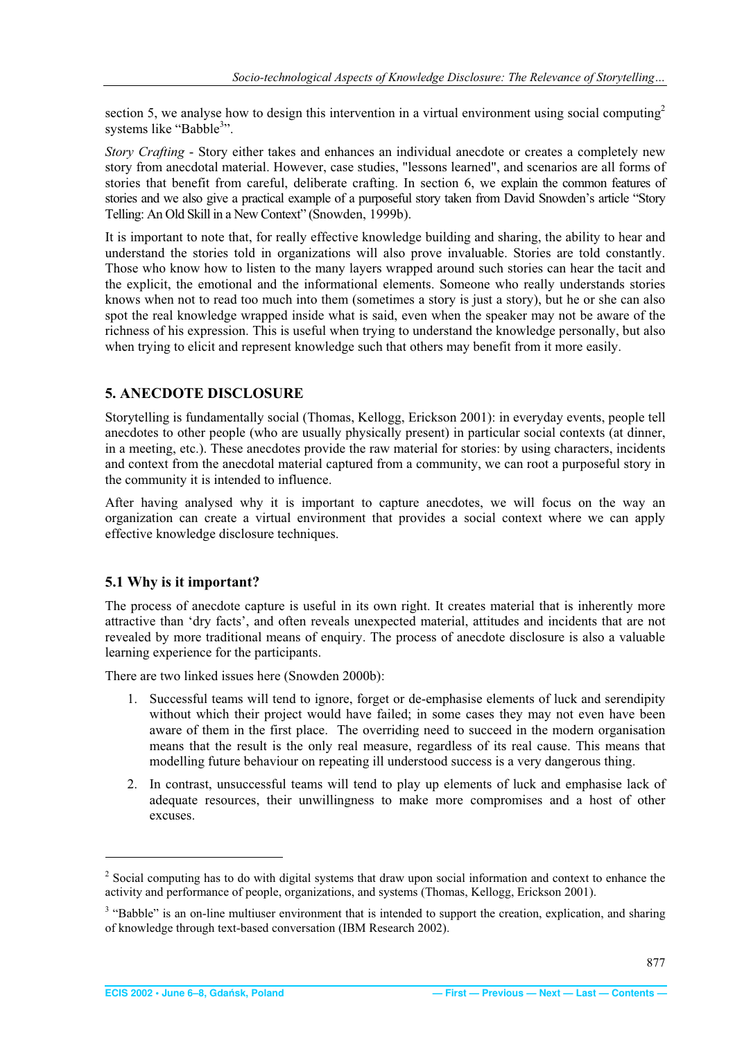section 5, we analyse how to design this intervention in a virtual environment using social computing[2] systems like "Babble[3]".

*Story Crafting* - Story either takes and enhances an individual anecdote or creates a completely new story from anecdotal material. However, case studies, "lessons learned", and scenarios are all forms of stories that benefit from careful, deliberate crafting. In section 6, we explain the common features of stories and we also give a practical example of a purposeful story taken from David Snowden's article "Story Telling: An Old Skill in a New Context" (Snowden, 1999b).

It is important to note that, for really effective knowledge building and sharing, the ability to hear and understand the stories told in organizations will also prove invaluable. Stories are told constantly. Those who know how to listen to the many layers wrapped around such stories can hear the tacit and the explicit, the emotional and the informational elements. Someone who really understands stories knows when not to read too much into them (sometimes a story is just a story), but he or she can also spot the real knowledge wrapped inside what is said, even when the speaker may not be aware of the richness of his expression. This is useful when trying to understand the knowledge personally, but also when trying to elicit and represent knowledge such that others may benefit from it more easily.

## 5. ANECDOTE DISCLOSURE

Storytelling is fundamentally social (Thomas, Kellogg, Erickson 2001): in everyday events, people tell anecdotes to other people (who are usually physically present) in particular social contexts (at dinner, in a meeting, etc.). These anecdotes provide the raw material for stories: by using characters, incidents and context from the anecdotal material captured from a community, we can root a purposeful story in the community it is intended to influence.

After having analysed why it is important to capture anecdotes, we will focus on the way an organization can create a virtual environment that provides a social context where we can apply effective knowledge disclosure techniques.

### 5.1 Why is it important?

The process of anecdote capture is useful in its own right. It creates material that is inherently more attractive than 'dry facts', and often reveals unexpected material, attitudes and incidents that are not revealed by more traditional means of enquiry. The process of anecdote disclosure is also a valuable learning experience for the participants.

There are two linked issues here (Snowden 2000b):

1. Successful teams will tend to ignore, forget or de-emphasise elements of luck and serendipity without which their project would have failed; in some cases they may not even have been aware of them in the first place. The overriding need to succeed in the modern organisation means that the result is the only real measure, regardless of its real cause. This means that modelling future behaviour on repeating ill understood success is a very dangerous thing.

2. In contrast, unsuccessful teams will tend to play up elements of luck and emphasise lack of adequate resources, their unwillingness to make more compromises and a host of other excuses.

---

[2] Social computing has to do with digital systems that draw upon social information and context to enhance the activity and performance of people, organizations, and systems (Thomas, Kellogg, Erickson 2001).

[3] "Babble" is an on-line multiuser environment that is intended to support the creation, explication, and sharing of knowledge through text-based conversation (IBM Research 2002).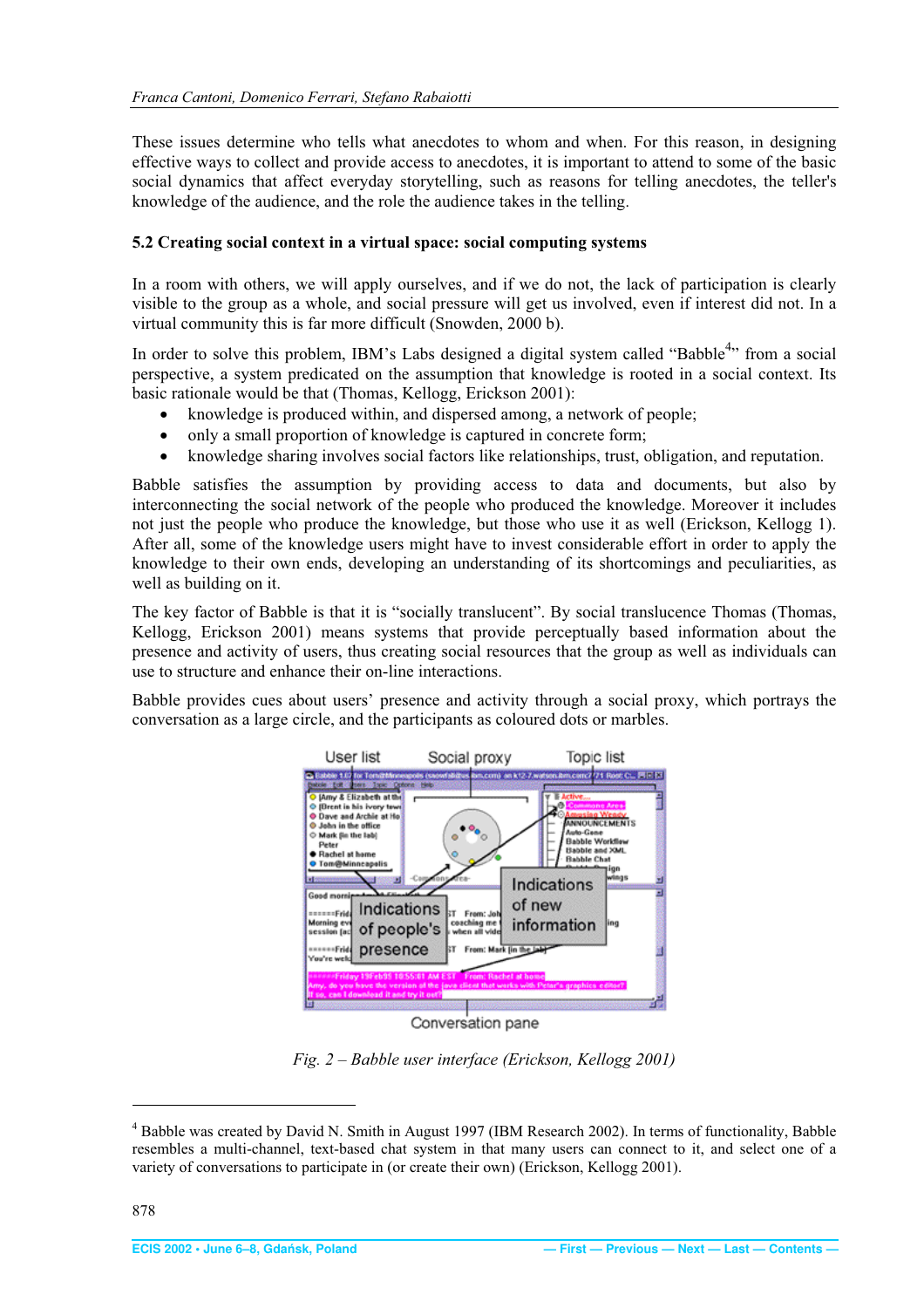These issues determine who tells what anecdotes to whom and when. For this reason, in designing effective ways to collect and provide access to anecdotes, it is important to attend to some of the basic social dynamics that affect everyday storytelling, such as reasons for telling anecdotes, the teller's knowledge of the audience, and the role the audience takes in the telling.

### 5.2 Creating social context in a virtual space: social computing systems

In a room with others, we will apply ourselves, and if we do not, the lack of participation is clearly visible to the group as a whole, and social pressure will get us involved, even if interest did not. In a virtual community this is far more difficult (Snowden, 2000 b).

In order to solve this problem, IBM's Labs designed a digital system called "Babble[4]" from a social perspective, a system predicated on the assumption that knowledge is rooted in a social context. Its basic rationale would be that (Thomas, Kellogg, Erickson 2001):

- knowledge is produced within, and dispersed among, a network of people;
- only a small proportion of knowledge is captured in concrete form;
- knowledge sharing involves social factors like relationships, trust, obligation, and reputation.

Babble satisfies the assumption by providing access to data and documents, but also by interconnecting the social network of the people who produced the knowledge. Moreover it includes not just the people who produce the knowledge, but those who use it as well (Erickson, Kellogg 1). After all, some of the knowledge users might have to invest considerable effort in order to apply the knowledge to their own ends, developing an understanding of its shortcomings and peculiarities, as well as building on it.

The key factor of Babble is that it is "socially translucent". By social translucence Thomas (Thomas, Kellogg, Erickson 2001) means systems that provide perceptually based information about the presence and activity of users, thus creating social resources that the group as well as individuals can use to structure and enhance their on-line interactions.

Babble provides cues about users' presence and activity through a social proxy, which portrays the conversation as a large circle, and the participants as coloured dots or marbles.

*Fig. 2 – Babble user interface (Erickson, Kellogg 2001)*

---

[4] Babble was created by David N. Smith in August 1997 (IBM Research 2002). In terms of functionality, Babble resembles a multi-channel, text-based chat system in that many users can connect to it, and select one of a variety of conversations to participate in (or create their own) (Erickson, Kellogg 2001).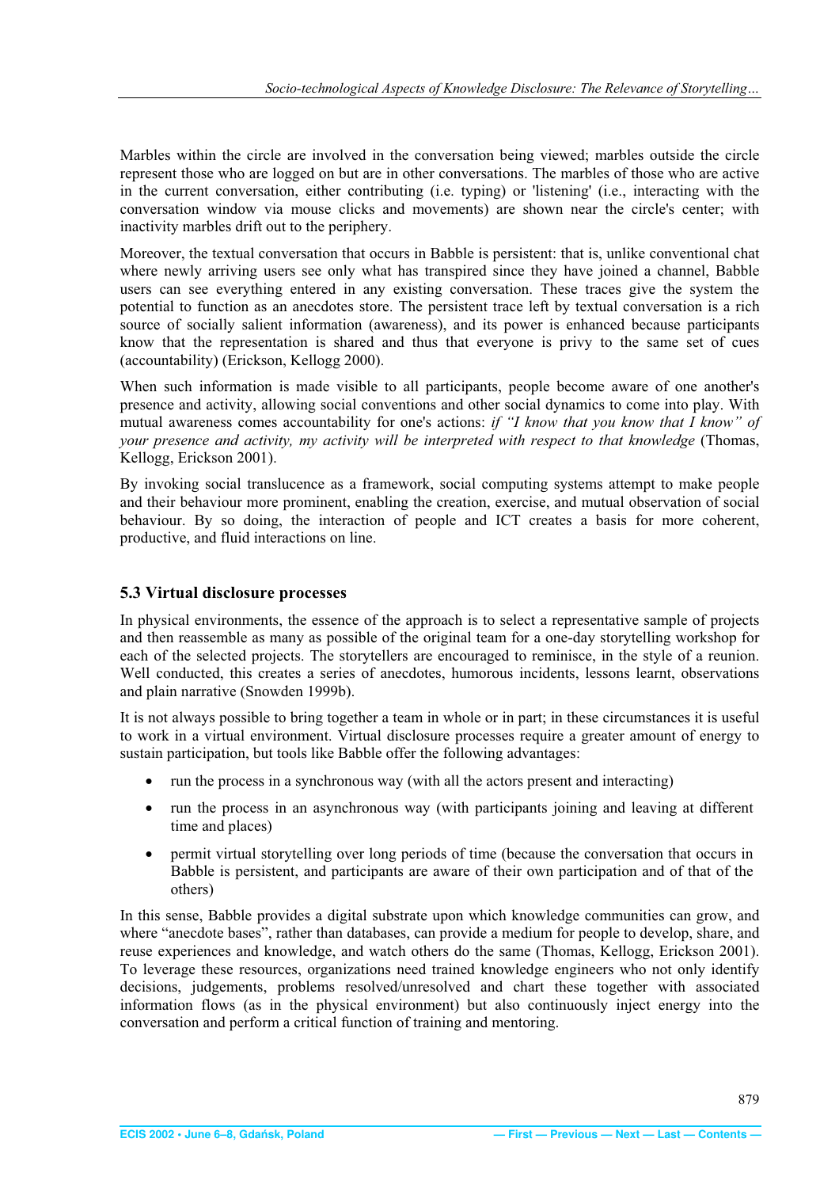Marbles within the circle are involved in the conversation being viewed; marbles outside the circle represent those who are logged on but are in other conversations. The marbles of those who are active in the current conversation, either contributing (i.e. typing) or 'listening' (i.e., interacting with the conversation window via mouse clicks and movements) are shown near the circle's center; with inactivity marbles drift out to the periphery.

Moreover, the textual conversation that occurs in Babble is persistent: that is, unlike conventional chat where newly arriving users see only what has transpired since they have joined a channel, Babble users can see everything entered in any existing conversation. These traces give the system the potential to function as an anecdotes store. The persistent trace left by textual conversation is a rich source of socially salient information (awareness), and its power is enhanced because participants know that the representation is shared and thus that everyone is privy to the same set of cues (accountability) (Erickson, Kellogg 2000).

When such information is made visible to all participants, people become aware of one another's presence and activity, allowing social conventions and other social dynamics to come into play. With mutual awareness comes accountability for one's actions: *if "I know that you know that I know" of your presence and activity, my activity will be interpreted with respect to that knowledge* (Thomas, Kellogg, Erickson 2001).

By invoking social translucence as a framework, social computing systems attempt to make people and their behaviour more prominent, enabling the creation, exercise, and mutual observation of social behaviour. By so doing, the interaction of people and ICT creates a basis for more coherent, productive, and fluid interactions on line.

### 5.3 Virtual disclosure processes

In physical environments, the essence of the approach is to select a representative sample of projects and then reassemble as many as possible of the original team for a one-day storytelling workshop for each of the selected projects. The storytellers are encouraged to reminisce, in the style of a reunion. Well conducted, this creates a series of anecdotes, humorous incidents, lessons learnt, observations and plain narrative (Snowden 1999b).

It is not always possible to bring together a team in whole or in part; in these circumstances it is useful to work in a virtual environment. Virtual disclosure processes require a greater amount of energy to sustain participation, but tools like Babble offer the following advantages:

- run the process in a synchronous way (with all the actors present and interacting)
- run the process in an asynchronous way (with participants joining and leaving at different time and places)
- permit virtual storytelling over long periods of time (because the conversation that occurs in Babble is persistent, and participants are aware of their own participation and of that of the others)

In this sense, Babble provides a digital substrate upon which knowledge communities can grow, and where "anecdote bases", rather than databases, can provide a medium for people to develop, share, and reuse experiences and knowledge, and watch others do the same (Thomas, Kellogg, Erickson 2001). To leverage these resources, organizations need trained knowledge engineers who not only identify decisions, judgements, problems resolved/unresolved and chart these together with associated information flows (as in the physical environment) but also continuously inject energy into the conversation and perform a critical function of training and mentoring.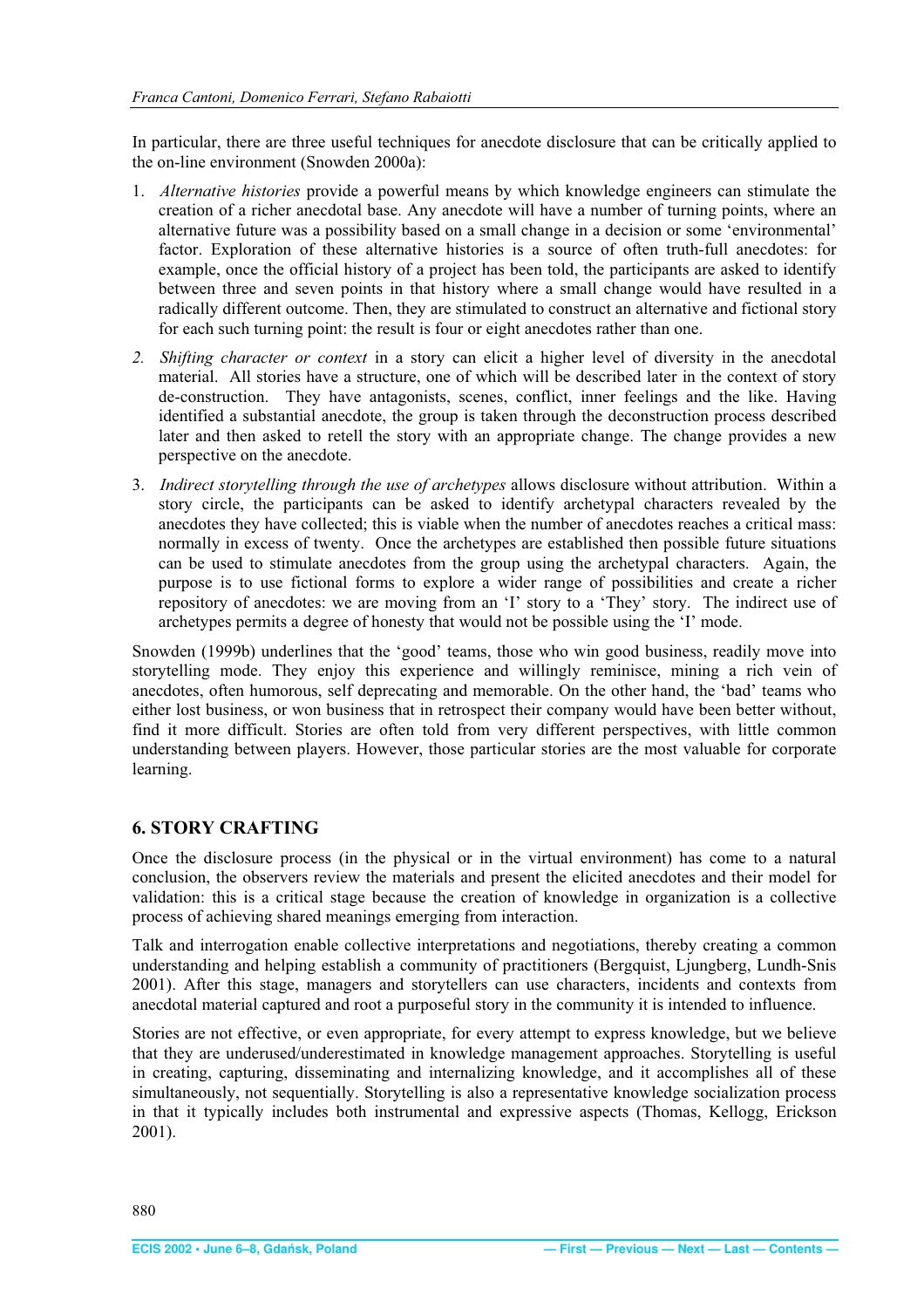In particular, there are three useful techniques for anecdote disclosure that can be critically applied to the on-line environment (Snowden 2000a):

1. *Alternative histories* provide a powerful means by which knowledge engineers can stimulate the creation of a richer anecdotal base. Any anecdote will have a number of turning points, where an alternative future was a possibility based on a small change in a decision or some 'environmental' factor. Exploration of these alternative histories is a source of often truth-full anecdotes: for example, once the official history of a project has been told, the participants are asked to identify between three and seven points in that history where a small change would have resulted in a radically different outcome. Then, they are stimulated to construct an alternative and fictional story for each such turning point: the result is four or eight anecdotes rather than one.
2. *Shifting character or context* in a story can elicit a higher level of diversity in the anecdotal material. All stories have a structure, one of which will be described later in the context of story de-construction. They have antagonists, scenes, conflict, inner feelings and the like. Having identified a substantial anecdote, the group is taken through the deconstruction process described later and then asked to retell the story with an appropriate change. The change provides a new perspective on the anecdote.
3. *Indirect storytelling through the use of archetypes* allows disclosure without attribution. Within a story circle, the participants can be asked to identify archetypal characters revealed by the anecdotes they have collected; this is viable when the number of anecdotes reaches a critical mass: normally in excess of twenty. Once the archetypes are established then possible future situations can be used to stimulate anecdotes from the group using the archetypal characters. Again, the purpose is to use fictional forms to explore a wider range of possibilities and create a richer repository of anecdotes: we are moving from an 'I' story to a 'They' story. The indirect use of archetypes permits a degree of honesty that would not be possible using the 'I' mode.

Snowden (1999b) underlines that the 'good' teams, those who win good business, readily move into storytelling mode. They enjoy this experience and willingly reminisce, mining a rich vein of anecdotes, often humorous, self deprecating and memorable. On the other hand, the 'bad' teams who either lost business, or won business that in retrospect their company would have been better without, find it more difficult. Stories are often told from very different perspectives, with little common understanding between players. However, those particular stories are the most valuable for corporate learning.

## 6. STORY CRAFTING

Once the disclosure process (in the physical or in the virtual environment) has come to a natural conclusion, the observers review the materials and present the elicited anecdotes and their model for validation: this is a critical stage because the creation of knowledge in organization is a collective process of achieving shared meanings emerging from interaction.

Talk and interrogation enable collective interpretations and negotiations, thereby creating a common understanding and helping establish a community of practitioners (Bergquist, Ljungberg, Lundh-Snis 2001). After this stage, managers and storytellers can use characters, incidents and contexts from anecdotal material captured and root a purposeful story in the community it is intended to influence.

Stories are not effective, or even appropriate, for every attempt to express knowledge, but we believe that they are underused/underestimated in knowledge management approaches. Storytelling is useful in creating, capturing, disseminating and internalizing knowledge, and it accomplishes all of these simultaneously, not sequentially. Storytelling is also a representative knowledge socialization process in that it typically includes both instrumental and expressive aspects (Thomas, Kellogg, Erickson 2001).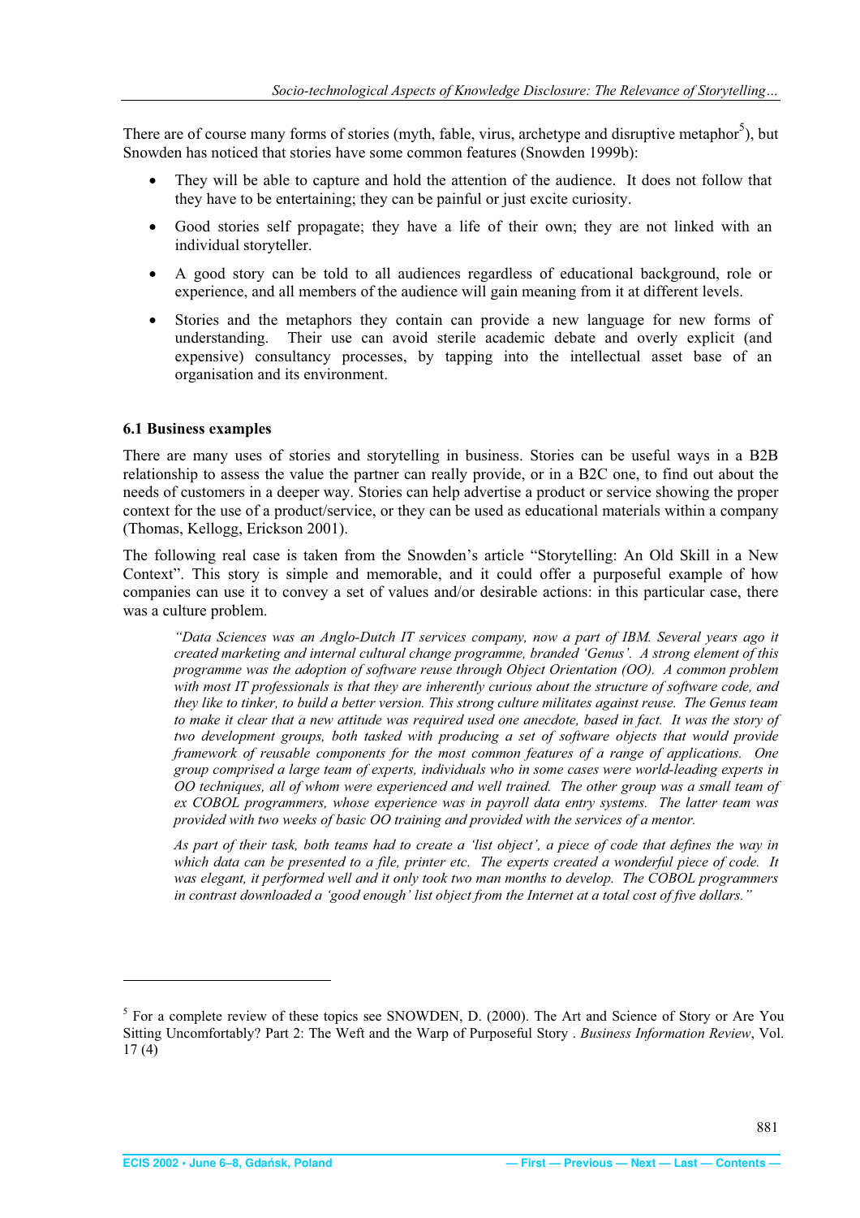There are of course many forms of stories (myth, fable, virus, archetype and disruptive metaphor[5]), but Snowden has noticed that stories have some common features (Snowden 1999b):

- They will be able to capture and hold the attention of the audience. It does not follow that they have to be entertaining; they can be painful or just excite curiosity.
- Good stories self propagate; they have a life of their own; they are not linked with an individual storyteller.
- A good story can be told to all audiences regardless of educational background, role or experience, and all members of the audience will gain meaning from it at different levels.
- Stories and the metaphors they contain can provide a new language for new forms of understanding. Their use can avoid sterile academic debate and overly explicit (and expensive) consultancy processes, by tapping into the intellectual asset base of an organisation and its environment.

### 6.1 Business examples

There are many uses of stories and storytelling in business. Stories can be useful ways in a B2B relationship to assess the value the partner can really provide, or in a B2C one, to find out about the needs of customers in a deeper way. Stories can help advertise a product or service showing the proper context for the use of a product/service, or they can be used as educational materials within a company (Thomas, Kellogg, Erickson 2001).

The following real case is taken from the Snowden's article "Storytelling: An Old Skill in a New Context". This story is simple and memorable, and it could offer a purposeful example of how companies can use it to convey a set of values and/or desirable actions: in this particular case, there was a culture problem.

> *"Data Sciences was an Anglo-Dutch IT services company, now a part of IBM. Several years ago it created marketing and internal cultural change programme, branded 'Genus'. A strong element of this programme was the adoption of software reuse through Object Orientation (OO). A common problem with most IT professionals is that they are inherently curious about the structure of software code, and they like to tinker, to build a better version. This strong culture militates against reuse. The Genus team to make it clear that a new attitude was required used one anecdote, based in fact. It was the story of two development groups, both tasked with producing a set of software objects that would provide framework of reusable components for the most common features of a range of applications. One group comprised a large team of experts, individuals who in some cases were world-leading experts in OO techniques, all of whom were experienced and well trained. The other group was a small team of ex COBOL programmers, whose experience was in payroll data entry systems. The latter team was provided with two weeks of basic OO training and provided with the services of a mentor.*
>
> *As part of their task, both teams had to create a 'list object', a piece of code that defines the way in which data can be presented to a file, printer etc. The experts created a wonderful piece of code. It was elegant, it performed well and it only took two man months to develop. The COBOL programmers in contrast downloaded a 'good enough' list object from the Internet at a total cost of five dollars."*

---

[5] For a complete review of these topics see SNOWDEN, D. (2000). The Art and Science of Story or Are You Sitting Uncomfortably? Part 2: The Weft and the Warp of Purposeful Story . *Business Information Review*, Vol. 17 (4)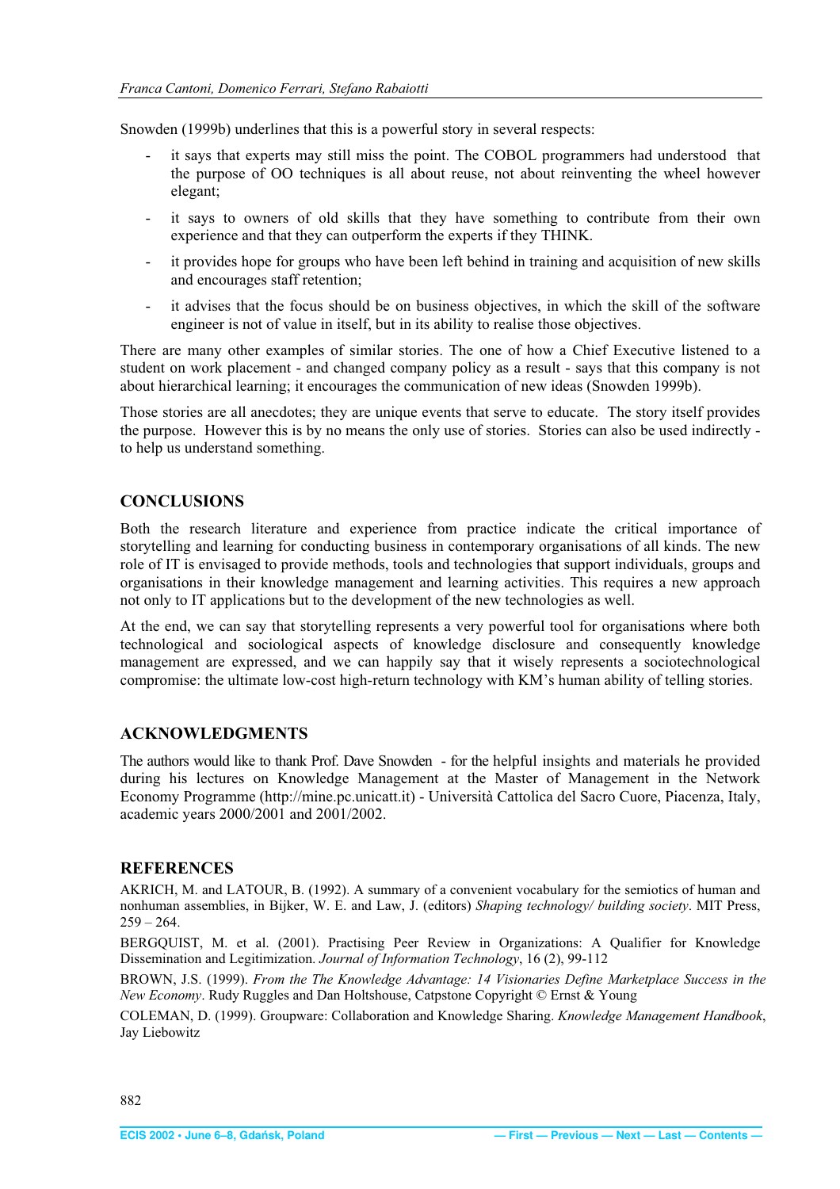Snowden (1999b) underlines that this is a powerful story in several respects:

- it says that experts may still miss the point. The COBOL programmers had understood that the purpose of OO techniques is all about reuse, not about reinventing the wheel however elegant;
- it says to owners of old skills that they have something to contribute from their own experience and that they can outperform the experts if they THINK.
- it provides hope for groups who have been left behind in training and acquisition of new skills and encourages staff retention;
- it advises that the focus should be on business objectives, in which the skill of the software engineer is not of value in itself, but in its ability to realise those objectives.

There are many other examples of similar stories. The one of how a Chief Executive listened to a student on work placement - and changed company policy as a result - says that this company is not about hierarchical learning; it encourages the communication of new ideas (Snowden 1999b).

Those stories are all anecdotes; they are unique events that serve to educate. The story itself provides the purpose. However this is by no means the only use of stories. Stories can also be used indirectly - to help us understand something.

## CONCLUSIONS

Both the research literature and experience from practice indicate the critical importance of storytelling and learning for conducting business in contemporary organisations of all kinds. The new role of IT is envisaged to provide methods, tools and technologies that support individuals, groups and organisations in their knowledge management and learning activities. This requires a new approach not only to IT applications but to the development of the new technologies as well.

At the end, we can say that storytelling represents a very powerful tool for organisations where both technological and sociological aspects of knowledge disclosure and consequently knowledge management are expressed, and we can happily say that it wisely represents a sociotechnological compromise: the ultimate low-cost high-return technology with KM's human ability of telling stories.

## ACKNOWLEDGMENTS

The authors would like to thank Prof. Dave Snowden - for the helpful insights and materials he provided during his lectures on Knowledge Management at the Master of Management in the Network Economy Programme (http://mine.pc.unicatt.it) - Università Cattolica del Sacro Cuore, Piacenza, Italy, academic years 2000/2001 and 2001/2002.

## REFERENCES

AKRICH, M. and LATOUR, B. (1992). A summary of a convenient vocabulary for the semiotics of human and nonhuman assemblies, in Bijker, W. E. and Law, J. (editors) *Shaping technology/ building society*. MIT Press, 259 – 264.

BERGQUIST, M. et al. (2001). Practising Peer Review in Organizations: A Qualifier for Knowledge Dissemination and Legitimization. *Journal of Information Technology*, 16 (2), 99-112

BROWN, J.S. (1999). *From the The Knowledge Advantage: 14 Visionaries Define Marketplace Success in the New Economy*. Rudy Ruggles and Dan Holtshouse, Catpstone Copyright © Ernst & Young

COLEMAN, D. (1999). Groupware: Collaboration and Knowledge Sharing. *Knowledge Management Handbook*, Jay Liebowitz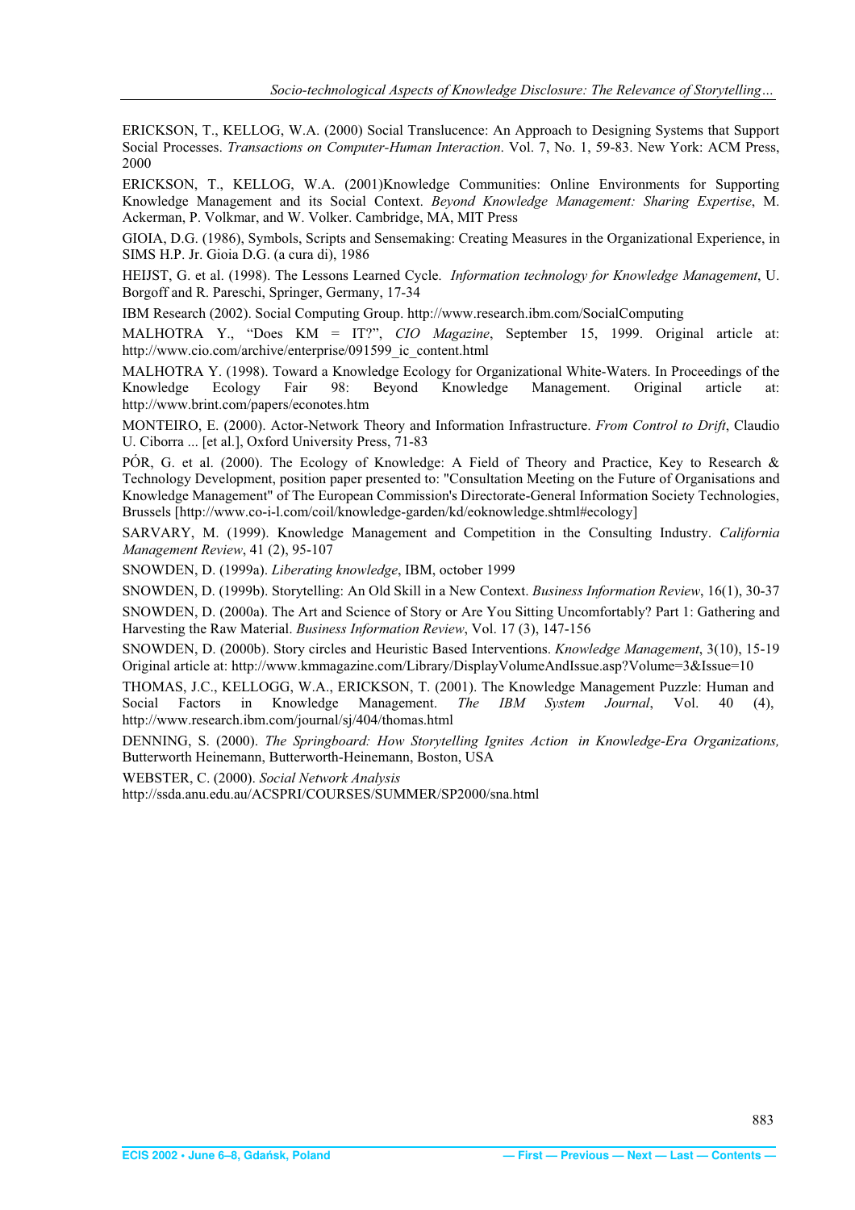ERICKSON, T., KELLOG, W.A. (2000) Social Translucence: An Approach to Designing Systems that Support Social Processes. *Transactions on Computer-Human Interaction*. Vol. 7, No. 1, 59-83. New York: ACM Press, 2000

ERICKSON, T., KELLOG, W.A. (2001)Knowledge Communities: Online Environments for Supporting Knowledge Management and its Social Context. *Beyond Knowledge Management: Sharing Expertise*, M. Ackerman, P. Volkmar, and W. Volker. Cambridge, MA, MIT Press

GIOIA, D.G. (1986), Symbols, Scripts and Sensemaking: Creating Measures in the Organizational Experience, in SIMS H.P. Jr. Gioia D.G. (a cura di), 1986

HEIJST, G. et al. (1998). The Lessons Learned Cycle. *Information technology for Knowledge Management*, U. Borgoff and R. Pareschi, Springer, Germany, 17-34

IBM Research (2002). Social Computing Group. http://www.research.ibm.com/SocialComputing

MALHOTRA Y., "Does KM = IT?", *CIO Magazine*, September 15, 1999. Original article at: http://www.cio.com/archive/enterprise/091599_ic_content.html

MALHOTRA Y. (1998). Toward a Knowledge Ecology for Organizational White-Waters. In Proceedings of the Knowledge Ecology Fair 98: Beyond Knowledge Management. Original article at: http://www.brint.com/papers/econotes.htm

MONTEIRO, E. (2000). Actor-Network Theory and Information Infrastructure. *From Control to Drift*, Claudio U. Ciborra ... [et al.], Oxford University Press, 71-83

PÓR, G. et al. (2000). The Ecology of Knowledge: A Field of Theory and Practice, Key to Research & Technology Development, position paper presented to: "Consultation Meeting on the Future of Organisations and Knowledge Management" of The European Commission's Directorate-General Information Society Technologies, Brussels [http://www.co-i-l.com/coil/knowledge-garden/kd/eoknowledge.shtml#ecology]

SARVARY, M. (1999). Knowledge Management and Competition in the Consulting Industry. *California Management Review*, 41 (2), 95-107

SNOWDEN, D. (1999a). *Liberating knowledge*, IBM, october 1999

SNOWDEN, D. (1999b). Storytelling: An Old Skill in a New Context. *Business Information Review*, 16(1), 30-37

SNOWDEN, D. (2000a). The Art and Science of Story or Are You Sitting Uncomfortably? Part 1: Gathering and Harvesting the Raw Material. *Business Information Review*, Vol. 17 (3), 147-156

SNOWDEN, D. (2000b). Story circles and Heuristic Based Interventions. *Knowledge Management*, 3(10), 15-19 Original article at: http://www.kmmagazine.com/Library/DisplayVolumeAndIssue.asp?Volume=3&Issue=10

THOMAS, J.C., KELLOGG, W.A., ERICKSON, T. (2001). The Knowledge Management Puzzle: Human and Social Factors in Knowledge Management. *The IBM System Journal*, Vol. 40 (4), http://www.research.ibm.com/journal/sj/404/thomas.html

DENNING, S. (2000). *The Springboard: How Storytelling Ignites Action in Knowledge-Era Organizations,* Butterworth Heinemann, Butterworth-Heinemann, Boston, USA

WEBSTER, C. (2000). *Social Network Analysis* http://ssda.anu.edu.au/ACSPRI/COURSES/SUMMER/SP2000/sna.html